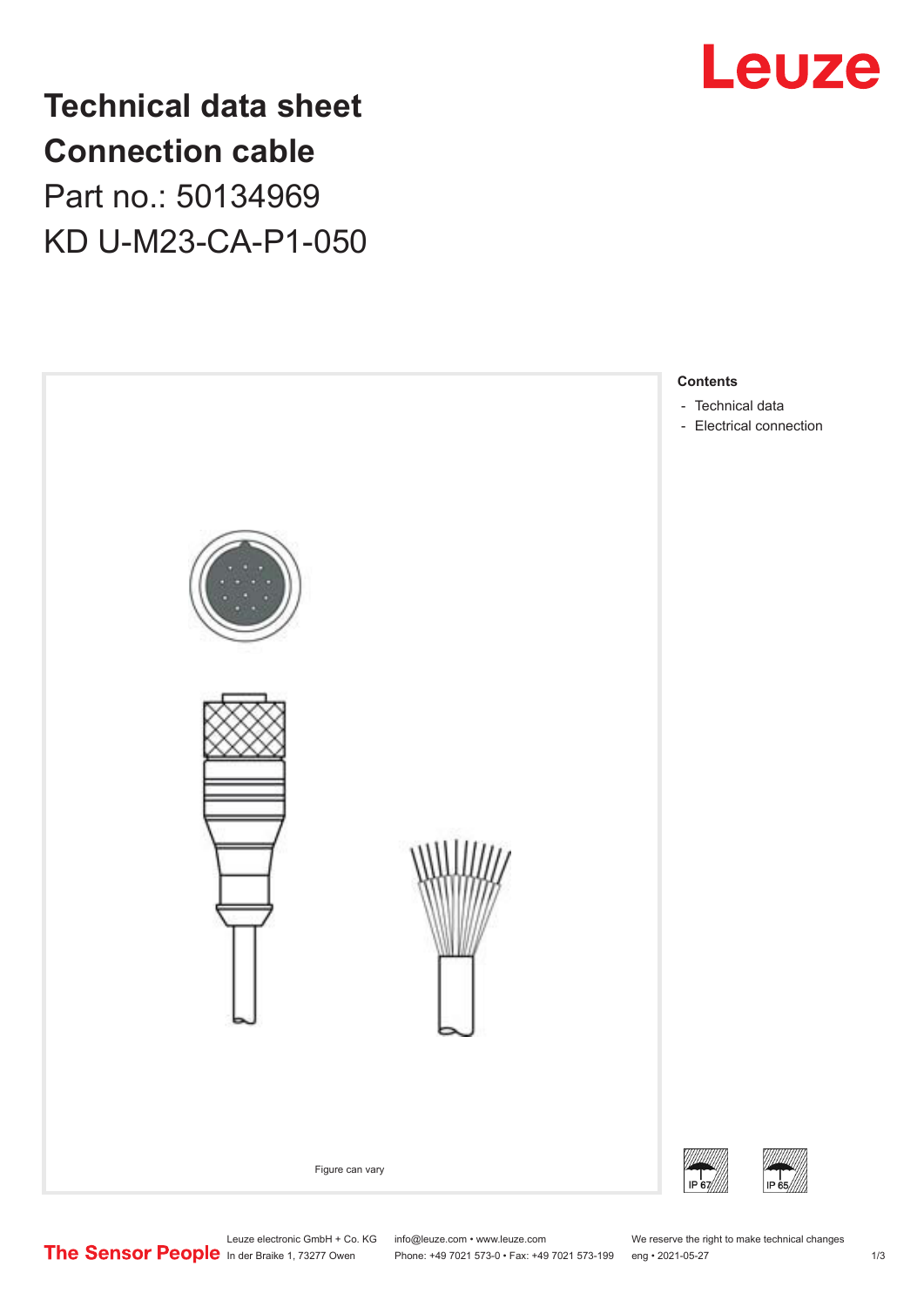# Technical data sheet
# Connection cable

Part no.: 50134969

KD U-M23-CA-P1-050

Figure can vary

**Contents**

- Technical data
- Electrical connection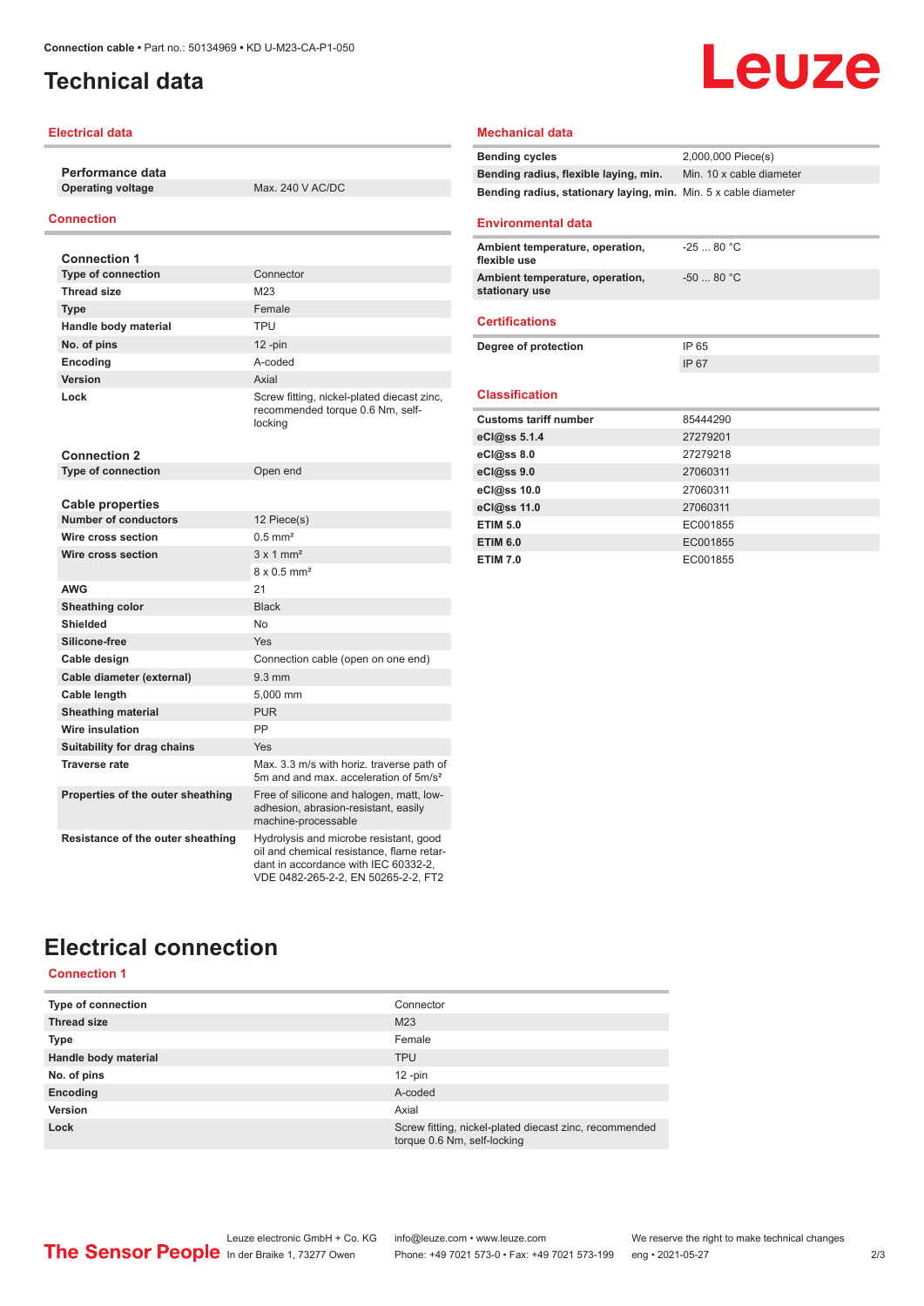# Technical data

## Electrical data

| **Performance data** | |
|---|---|
| **Operating voltage** | Max. 240 V AC/DC |

## Connection

| **Connection 1** | |
|---|---|
| **Type of connection** | Connector |
| **Thread size** | M23 |
| **Type** | Female |
| **Handle body material** | TPU |
| **No. of pins** | 12 -pin |
| **Encoding** | A-coded |
| **Version** | Axial |
| **Lock** | Screw fitting, nickel-plated diecast zinc, recommended torque 0.6 Nm, self-locking |

| **Connection 2** | |
|---|---|
| **Type of connection** | Open end |

| **Cable properties** | |
|---|---|
| **Number of conductors** | 12 Piece(s) |
| **Wire cross section** | 0.5 mm² |
| **Wire cross section** | 3 x 1 mm² |
| | 8 x 0.5 mm² |
| **AWG** | 21 |
| **Sheathing color** | Black |
| **Shielded** | No |
| **Silicone-free** | Yes |
| **Cable design** | Connection cable (open on one end) |
| **Cable diameter (external)** | 9.3 mm |
| **Cable length** | 5,000 mm |
| **Sheathing material** | PUR |
| **Wire insulation** | PP |
| **Suitability for drag chains** | Yes |
| **Traverse rate** | Max. 3.3 m/s with horiz. traverse path of 5m and and max. acceleration of 5m/s² |
| **Properties of the outer sheathing** | Free of silicone and halogen, matt, low-adhesion, abrasion-resistant, easily machine-processable |
| **Resistance of the outer sheathing** | Hydrolysis and microbe resistant, good oil and chemical resistance, flame retardant in accordance with IEC 60332-2, VDE 0482-265-2-2, EN 50265-2-2, FT2 |

## Mechanical data

| | |
|---|---|
| **Bending cycles** | 2,000,000 Piece(s) |
| **Bending radius, flexible laying, min.** | Min. 10 x cable diameter |
| **Bending radius, stationary laying, min.** | Min. 5 x cable diameter |

## Environmental data

| | |
|---|---|
| **Ambient temperature, operation, flexible use** | -25 ... 80 °C |
| **Ambient temperature, operation, stationary use** | -50 ... 80 °C |

## Certifications

| | |
|---|---|
| **Degree of protection** | IP 65 |
| | IP 67 |

## Classification

| | |
|---|---|
| **Customs tariff number** | 85444290 |
| **eCl@ss 5.1.4** | 27279201 |
| **eCl@ss 8.0** | 27279218 |
| **eCl@ss 9.0** | 27060311 |
| **eCl@ss 10.0** | 27060311 |
| **eCl@ss 11.0** | 27060311 |
| **ETIM 5.0** | EC001855 |
| **ETIM 6.0** | EC001855 |
| **ETIM 7.0** | EC001855 |

# Electrical connection

## Connection 1

| | |
|---|---|
| **Type of connection** | Connector |
| **Thread size** | M23 |
| **Type** | Female |
| **Handle body material** | TPU |
| **No. of pins** | 12 -pin |
| **Encoding** | A-coded |
| **Version** | Axial |
| **Lock** | Screw fitting, nickel-plated diecast zinc, recommended torque 0.6 Nm, self-locking |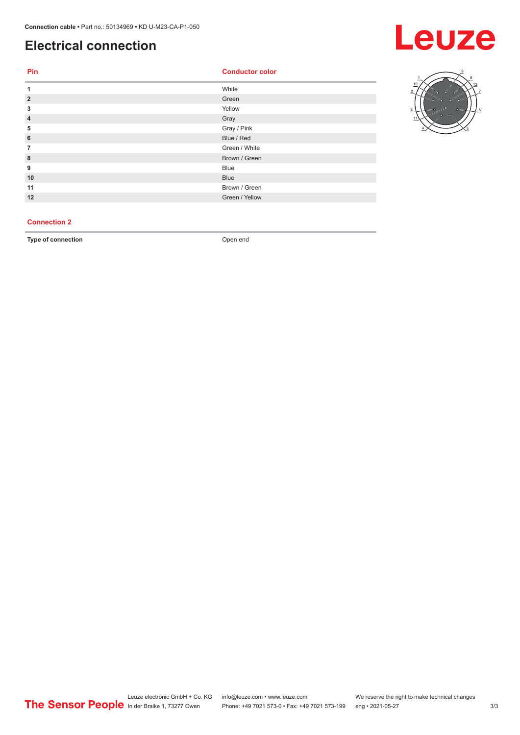# Electrical connection

| Pin | Conductor color |
|---|---|
| 1 | White |
| 2 | Green |
| 3 | Yellow |
| 4 | Gray |
| 5 | Gray / Pink |
| 6 | Blue / Red |
| 7 | Green / White |
| 8 | Brown / Green |
| 9 | Blue |
| 10 | Blue |
| 11 | Brown / Green |
| 12 | Green / Yellow |

1
2
3
4
5
6
7
8
9
10
11
12

## Connection 2

| | |
|---|---|
| **Type of connection** | Open end |

**The Sensor People**

Leuze electronic GmbH + Co. KG
In der Braike 1, 73277 Owen

info@leuze.com • www.leuze.com
Phone: +49 7021 573-0 • Fax: +49 7021 573-199

We reserve the right to make technical changes
eng • 2021-05-27